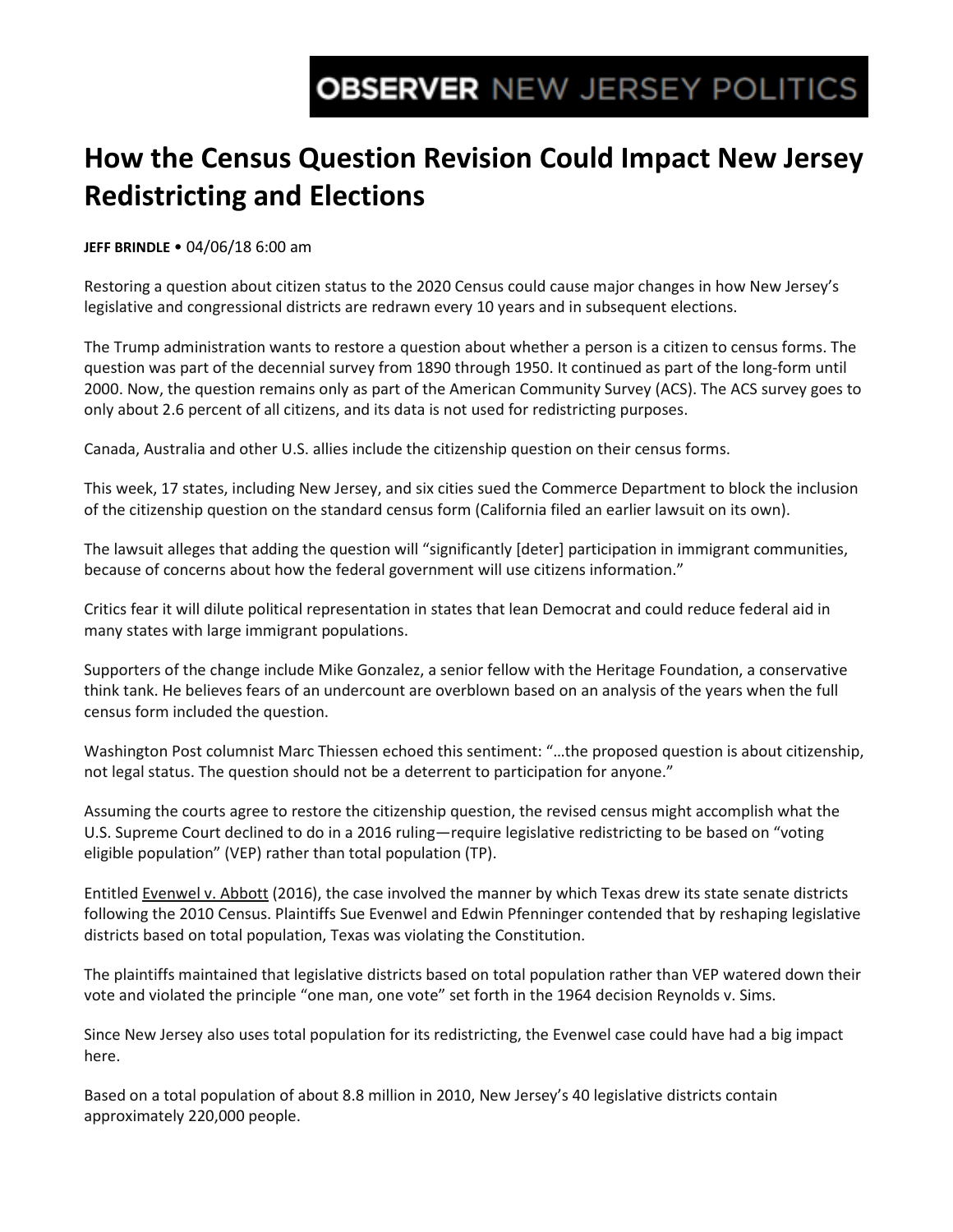**OBSERVER** NEW JERSEY POLITICS

# How the Census Question Revision Could Impact New Jersey Redistricting and Elections

**JEFF BRINDLE** • 04/06/18 6:00 am

Restoring a question about citizen status to the 2020 Census could cause major changes in how New Jersey's legislative and congressional districts are redrawn every 10 years and in subsequent elections.

The Trump administration wants to restore a question about whether a person is a citizen to census forms. The question was part of the decennial survey from 1890 through 1950. It continued as part of the long-form until 2000. Now, the question remains only as part of the American Community Survey (ACS). The ACS survey goes to only about 2.6 percent of all citizens, and its data is not used for redistricting purposes.

Canada, Australia and other U.S. allies include the citizenship question on their census forms.

This week, 17 states, including New Jersey, and six cities sued the Commerce Department to block the inclusion of the citizenship question on the standard census form (California filed an earlier lawsuit on its own).

The lawsuit alleges that adding the question will "significantly [deter] participation in immigrant communities, because of concerns about how the federal government will use citizens information."

Critics fear it will dilute political representation in states that lean Democrat and could reduce federal aid in many states with large immigrant populations.

Supporters of the change include Mike Gonzalez, a senior fellow with the Heritage Foundation, a conservative think tank. He believes fears of an undercount are overblown based on an analysis of the years when the full census form included the question.

Washington Post columnist Marc Thiessen echoed this sentiment: "…the proposed question is about citizenship, not legal status. The question should not be a deterrent to participation for anyone."

Assuming the courts agree to restore the citizenship question, the revised census might accomplish what the U.S. Supreme Court declined to do in a 2016 ruling—require legislative redistricting to be based on "voting eligible population" (VEP) rather than total population (TP).

Entitled Evenwel v. Abbott (2016), the case involved the manner by which Texas drew its state senate districts following the 2010 Census. Plaintiffs Sue Evenwel and Edwin Pfenninger contended that by reshaping legislative districts based on total population, Texas was violating the Constitution.

The plaintiffs maintained that legislative districts based on total population rather than VEP watered down their vote and violated the principle "one man, one vote" set forth in the 1964 decision Reynolds v. Sims.

Since New Jersey also uses total population for its redistricting, the Evenwel case could have had a big impact here.

Based on a total population of about 8.8 million in 2010, New Jersey's 40 legislative districts contain approximately 220,000 people.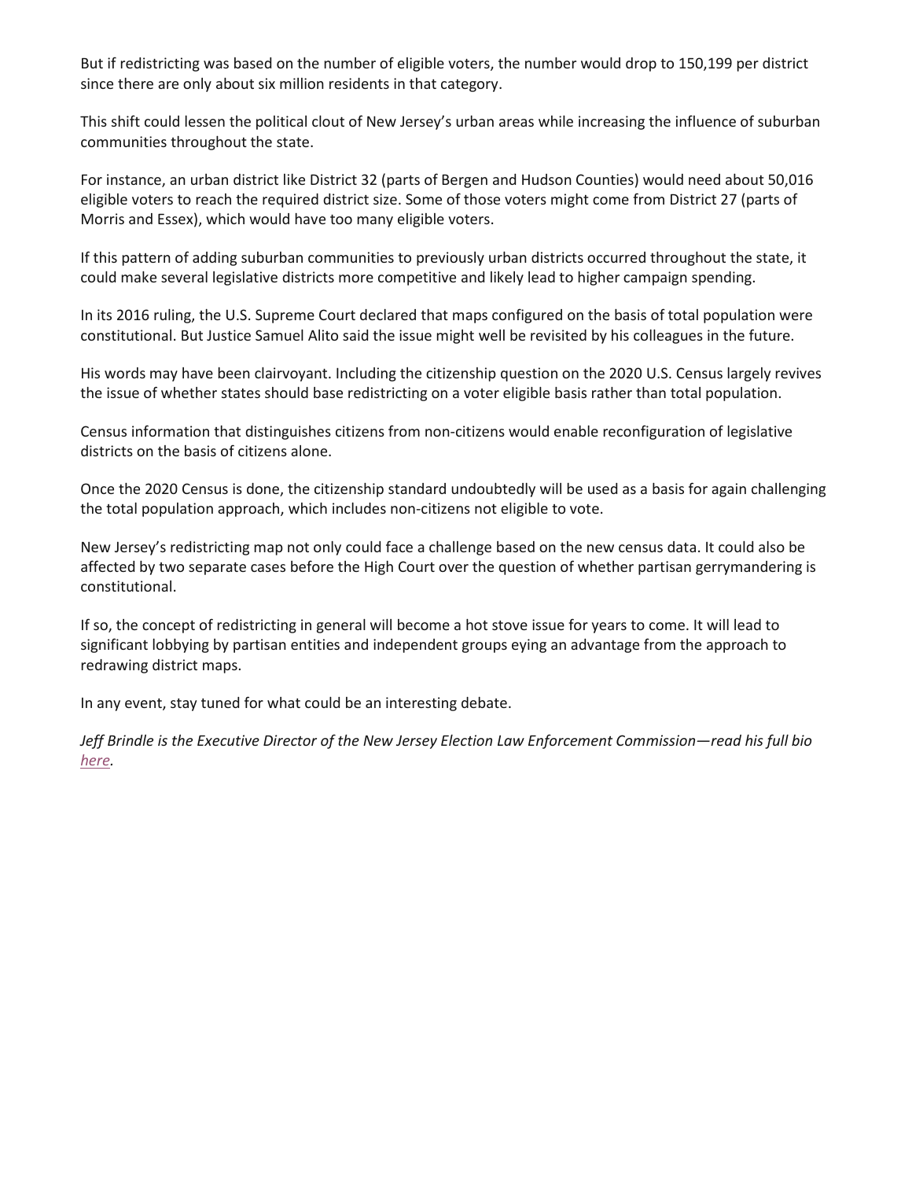But if redistricting was based on the number of eligible voters, the number would drop to 150,199 per district since there are only about six million residents in that category.

This shift could lessen the political clout of New Jersey's urban areas while increasing the influence of suburban communities throughout the state.

For instance, an urban district like District 32 (parts of Bergen and Hudson Counties) would need about 50,016 eligible voters to reach the required district size. Some of those voters might come from District 27 (parts of Morris and Essex), which would have too many eligible voters.

If this pattern of adding suburban communities to previously urban districts occurred throughout the state, it could make several legislative districts more competitive and likely lead to higher campaign spending.

In its 2016 ruling, the U.S. Supreme Court declared that maps configured on the basis of total population were constitutional. But Justice Samuel Alito said the issue might well be revisited by his colleagues in the future.

His words may have been clairvoyant. Including the citizenship question on the 2020 U.S. Census largely revives the issue of whether states should base redistricting on a voter eligible basis rather than total population.

Census information that distinguishes citizens from non-citizens would enable reconfiguration of legislative districts on the basis of citizens alone.

Once the 2020 Census is done, the citizenship standard undoubtedly will be used as a basis for again challenging the total population approach, which includes non-citizens not eligible to vote.

New Jersey's redistricting map not only could face a challenge based on the new census data. It could also be affected by two separate cases before the High Court over the question of whether partisan gerrymandering is constitutional.

If so, the concept of redistricting in general will become a hot stove issue for years to come. It will lead to significant lobbying by partisan entities and independent groups eying an advantage from the approach to redrawing district maps.

In any event, stay tuned for what could be an interesting debate.

*Jeff Brindle is the Executive Director of the New Jersey Election Law Enforcement Commission—read his full bio [here](#).*